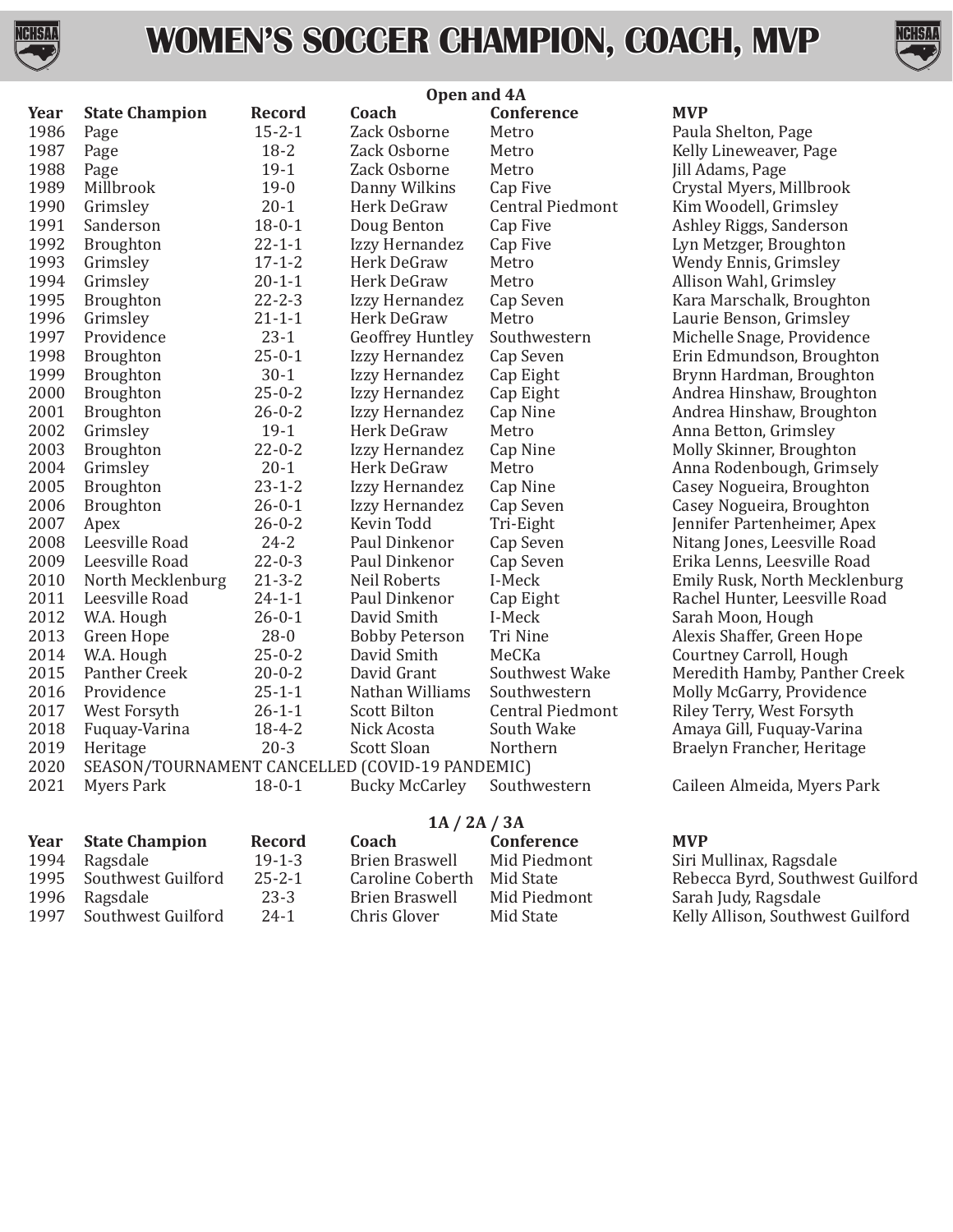# WOMEN'S SOCCER CHAMPION, COACH, MVP

## Open and 4A

| Year | State Champion | Record | Coach | Conference | MVP |
|---|---|---|---|---|---|
| 1986 | Page | 15-2-1 | Zack Osborne | Metro | Paula Shelton, Page |
| 1987 | Page | 18-2 | Zack Osborne | Metro | Kelly Lineweaver, Page |
| 1988 | Page | 19-1 | Zack Osborne | Metro | Jill Adams, Page |
| 1989 | Millbrook | 19-0 | Danny Wilkins | Cap Five | Crystal Myers, Millbrook |
| 1990 | Grimsley | 20-1 | Herk DeGraw | Central Piedmont | Kim Woodell, Grimsley |
| 1991 | Sanderson | 18-0-1 | Doug Benton | Cap Five | Ashley Riggs, Sanderson |
| 1992 | Broughton | 22-1-1 | Izzy Hernandez | Cap Five | Lyn Metzger, Broughton |
| 1993 | Grimsley | 17-1-2 | Herk DeGraw | Metro | Wendy Ennis, Grimsley |
| 1994 | Grimsley | 20-1-1 | Herk DeGraw | Metro | Allison Wahl, Grimsley |
| 1995 | Broughton | 22-2-3 | Izzy Hernandez | Cap Seven | Kara Marschalk, Broughton |
| 1996 | Grimsley | 21-1-1 | Herk DeGraw | Metro | Laurie Benson, Grimsley |
| 1997 | Providence | 23-1 | Geoffrey Huntley | Southwestern | Michelle Snage, Providence |
| 1998 | Broughton | 25-0-1 | Izzy Hernandez | Cap Seven | Erin Edmundson, Broughton |
| 1999 | Broughton | 30-1 | Izzy Hernandez | Cap Eight | Brynn Hardman, Broughton |
| 2000 | Broughton | 25-0-2 | Izzy Hernandez | Cap Eight | Andrea Hinshaw, Broughton |
| 2001 | Broughton | 26-0-2 | Izzy Hernandez | Cap Nine | Andrea Hinshaw, Broughton |
| 2002 | Grimsley | 19-1 | Herk DeGraw | Metro | Anna Betton, Grimsley |
| 2003 | Broughton | 22-0-2 | Izzy Hernandez | Cap Nine | Molly Skinner, Broughton |
| 2004 | Grimsley | 20-1 | Herk DeGraw | Metro | Anna Rodenbough, Grimsely |
| 2005 | Broughton | 23-1-2 | Izzy Hernandez | Cap Nine | Casey Nogueira, Broughton |
| 2006 | Broughton | 26-0-1 | Izzy Hernandez | Cap Seven | Casey Nogueira, Broughton |
| 2007 | Apex | 26-0-2 | Kevin Todd | Tri-Eight | Jennifer Partenheimer, Apex |
| 2008 | Leesville Road | 24-2 | Paul Dinkenor | Cap Seven | Nitang Jones, Leesville Road |
| 2009 | Leesville Road | 22-0-3 | Paul Dinkenor | Cap Seven | Erika Lenns, Leesville Road |
| 2010 | North Mecklenburg | 21-3-2 | Neil Roberts | I-Meck | Emily Rusk, North Mecklenburg |
| 2011 | Leesville Road | 24-1-1 | Paul Dinkenor | Cap Eight | Rachel Hunter, Leesville Road |
| 2012 | W.A. Hough | 26-0-1 | David Smith | I-Meck | Sarah Moon, Hough |
| 2013 | Green Hope | 28-0 | Bobby Peterson | Tri Nine | Alexis Shaffer, Green Hope |
| 2014 | W.A. Hough | 25-0-2 | David Smith | MeCKa | Courtney Carroll, Hough |
| 2015 | Panther Creek | 20-0-2 | David Grant | Southwest Wake | Meredith Hamby, Panther Creek |
| 2016 | Providence | 25-1-1 | Nathan Williams | Southwestern | Molly McGarry, Providence |
| 2017 | West Forsyth | 26-1-1 | Scott Bilton | Central Piedmont | Riley Terry, West Forsyth |
| 2018 | Fuquay-Varina | 18-4-2 | Nick Acosta | South Wake | Amaya Gill, Fuquay-Varina |
| 2019 | Heritage | 20-3 | Scott Sloan | Northern | Braelyn Francher, Heritage |
| 2020 | SEASON/TOURNAMENT CANCELLED (COVID-19 PANDEMIC) | | | | |
| 2021 | Myers Park | 18-0-1 | Bucky McCarley | Southwestern | Caileen Almeida, Myers Park |

## 1A / 2A / 3A

| Year | State Champion | Record | Coach | Conference | MVP |
|---|---|---|---|---|---|
| 1994 | Ragsdale | 19-1-3 | Brien Braswell | Mid Piedmont | Siri Mullinax, Ragsdale |
| 1995 | Southwest Guilford | 25-2-1 | Caroline Coberth | Mid State | Rebecca Byrd, Southwest Guilford |
| 1996 | Ragsdale | 23-3 | Brien Braswell | Mid Piedmont | Sarah Judy, Ragsdale |
| 1997 | Southwest Guilford | 24-1 | Chris Glover | Mid State | Kelly Allison, Southwest Guilford |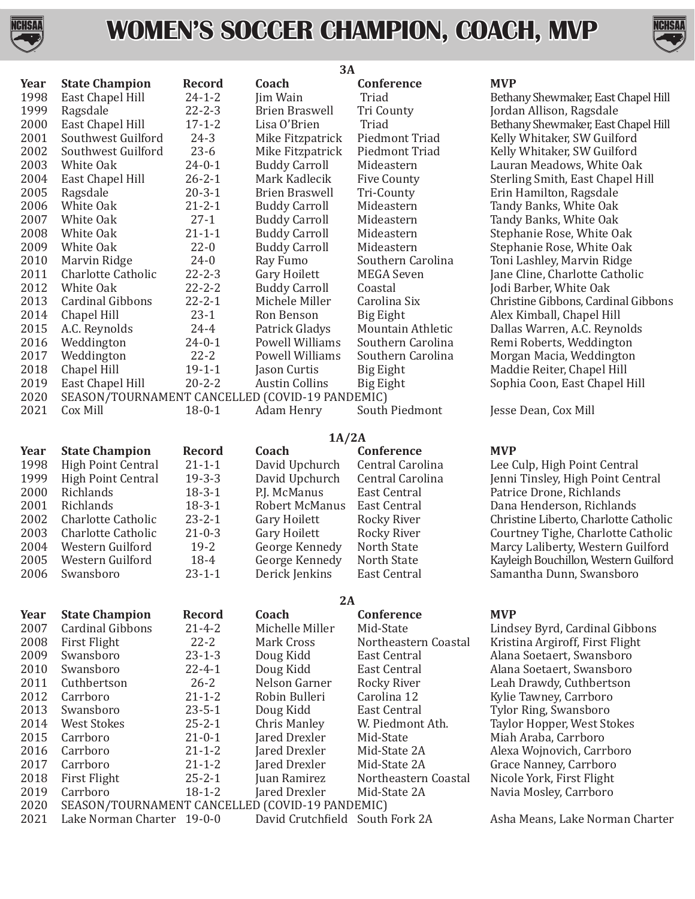# WOMEN'S SOCCER CHAMPION, COACH, MVP

## 3A

| Year | State Champion | Record | Coach | Conference | MVP |
|---|---|---|---|---|---|
| 1998 | East Chapel Hill | 24-1-2 | Jim Wain | Triad | Bethany Shewmaker, East Chapel Hill |
| 1999 | Ragsdale | 22-2-3 | Brien Braswell | Tri County | Jordan Allison, Ragsdale |
| 2000 | East Chapel Hill | 17-1-2 | Lisa O'Brien | Triad | Bethany Shewmaker, East Chapel Hill |
| 2001 | Southwest Guilford | 24-3 | Mike Fitzpatrick | Piedmont Triad | Kelly Whitaker, SW Guilford |
| 2002 | Southwest Guilford | 23-6 | Mike Fitzpatrick | Piedmont Triad | Kelly Whitaker, SW Guilford |
| 2003 | White Oak | 24-0-1 | Buddy Carroll | Mideastern | Lauran Meadows, White Oak |
| 2004 | East Chapel Hill | 26-2-1 | Mark Kadlecik | Five County | Sterling Smith, East Chapel Hill |
| 2005 | Ragsdale | 20-3-1 | Brien Braswell | Tri-County | Erin Hamilton, Ragsdale |
| 2006 | White Oak | 21-2-1 | Buddy Carroll | Mideastern | Tandy Banks, White Oak |
| 2007 | White Oak | 27-1 | Buddy Carroll | Mideastern | Tandy Banks, White Oak |
| 2008 | White Oak | 21-1-1 | Buddy Carroll | Mideastern | Stephanie Rose, White Oak |
| 2009 | White Oak | 22-0 | Buddy Carroll | Mideastern | Stephanie Rose, White Oak |
| 2010 | Marvin Ridge | 24-0 | Ray Fumo | Southern Carolina | Toni Lashley, Marvin Ridge |
| 2011 | Charlotte Catholic | 22-2-3 | Gary Hoilett | MEGA Seven | Jane Cline, Charlotte Catholic |
| 2012 | White Oak | 22-2-2 | Buddy Carroll | Coastal | Jodi Barber, White Oak |
| 2013 | Cardinal Gibbons | 22-2-1 | Michele Miller | Carolina Six | Christine Gibbons, Cardinal Gibbons |
| 2014 | Chapel Hill | 23-1 | Ron Benson | Big Eight | Alex Kimball, Chapel Hill |
| 2015 | A.C. Reynolds | 24-4 | Patrick Gladys | Mountain Athletic | Dallas Warren, A.C. Reynolds |
| 2016 | Weddington | 24-0-1 | Powell Williams | Southern Carolina | Remi Roberts, Weddington |
| 2017 | Weddington | 22-2 | Powell Williams | Southern Carolina | Morgan Macia, Weddington |
| 2018 | Chapel Hill | 19-1-1 | Jason Curtis | Big Eight | Maddie Reiter, Chapel Hill |
| 2019 | East Chapel Hill | 20-2-2 | Austin Collins | Big Eight | Sophia Coon, East Chapel Hill |
| 2020 | SEASON/TOURNAMENT CANCELLED (COVID-19 PANDEMIC) | | | | |
| 2021 | Cox Mill | 18-0-1 | Adam Henry | South Piedmont | Jesse Dean, Cox Mill |

## 1A/2A

| Year | State Champion | Record | Coach | Conference | MVP |
|---|---|---|---|---|---|
| 1998 | High Point Central | 21-1-1 | David Upchurch | Central Carolina | Lee Culp, High Point Central |
| 1999 | High Point Central | 19-3-3 | David Upchurch | Central Carolina | Jenni Tinsley, High Point Central |
| 2000 | Richlands | 18-3-1 | P.J. McManus | East Central | Patrice Drone, Richlands |
| 2001 | Richlands | 18-3-1 | Robert McManus | East Central | Dana Henderson, Richlands |
| 2002 | Charlotte Catholic | 23-2-1 | Gary Hoilett | Rocky River | Christine Liberto, Charlotte Catholic |
| 2003 | Charlotte Catholic | 21-0-3 | Gary Hoilett | Rocky River | Courtney Tighe, Charlotte Catholic |
| 2004 | Western Guilford | 19-2 | George Kennedy | North State | Marcy Laliberty, Western Guilford |
| 2005 | Western Guilford | 18-4 | George Kennedy | North State | Kayleigh Bouchillon, Western Guilford |
| 2006 | Swansboro | 23-1-1 | Derick Jenkins | East Central | Samantha Dunn, Swansboro |

## 2A

| Year | State Champion | Record | Coach | Conference | MVP |
|---|---|---|---|---|---|
| 2007 | Cardinal Gibbons | 21-4-2 | Michelle Miller | Mid-State | Lindsey Byrd, Cardinal Gibbons |
| 2008 | First Flight | 22-2 | Mark Cross | Northeastern Coastal | Kristina Argiroff, First Flight |
| 2009 | Swansboro | 23-1-3 | Doug Kidd | East Central | Alana Soetaert, Swansboro |
| 2010 | Swansboro | 22-4-1 | Doug Kidd | East Central | Alana Soetaert, Swansboro |
| 2011 | Cuthbertson | 26-2 | Nelson Garner | Rocky River | Leah Drawdy, Cuthbertson |
| 2012 | Carrboro | 21-1-2 | Robin Bulleri | Carolina 12 | Kylie Tawney, Carrboro |
| 2013 | Swansboro | 23-5-1 | Doug Kidd | East Central | Tylor Ring, Swansboro |
| 2014 | West Stokes | 25-2-1 | Chris Manley | W. Piedmont Ath. | Taylor Hopper, West Stokes |
| 2015 | Carrboro | 21-0-1 | Jared Drexler | Mid-State | Miah Araba, Carrboro |
| 2016 | Carrboro | 21-1-2 | Jared Drexler | Mid-State 2A | Alexa Wojnovich, Carrboro |
| 2017 | Carrboro | 21-1-2 | Jared Drexler | Mid-State 2A | Grace Nanney, Carrboro |
| 2018 | First Flight | 25-2-1 | Juan Ramirez | Northeastern Coastal | Nicole York, First Flight |
| 2019 | Carrboro | 18-1-2 | Jared Drexler | Mid-State 2A | Navia Mosley, Carrboro |
| 2020 | SEASON/TOURNAMENT CANCELLED (COVID-19 PANDEMIC) | | | | |
| 2021 | Lake Norman Charter | 19-0-0 | David Crutchfield | South Fork 2A | Asha Means, Lake Norman Charter |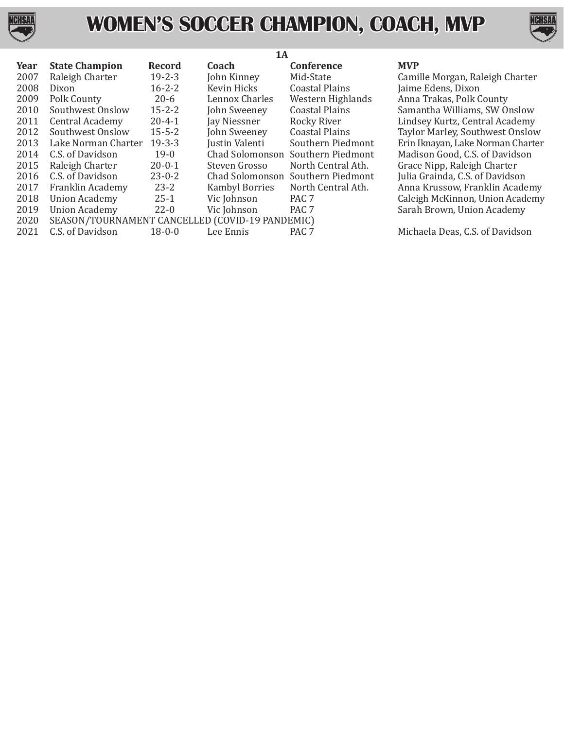# WOMEN'S SOCCER CHAMPION, COACH, MVP

## 1A

| Year | State Champion | Record | Coach | Conference | MVP |
|---|---|---|---|---|---|
| 2007 | Raleigh Charter | 19-2-3 | John Kinney | Mid-State | Camille Morgan, Raleigh Charter |
| 2008 | Dixon | 16-2-2 | Kevin Hicks | Coastal Plains | Jaime Edens, Dixon |
| 2009 | Polk County | 20-6 | Lennox Charles | Western Highlands | Anna Trakas, Polk County |
| 2010 | Southwest Onslow | 15-2-2 | John Sweeney | Coastal Plains | Samantha Williams, SW Onslow |
| 2011 | Central Academy | 20-4-1 | Jay Niessner | Rocky River | Lindsey Kurtz, Central Academy |
| 2012 | Southwest Onslow | 15-5-2 | John Sweeney | Coastal Plains | Taylor Marley, Southwest Onslow |
| 2013 | Lake Norman Charter | 19-3-3 | Justin Valenti | Southern Piedmont | Erin Iknayan, Lake Norman Charter |
| 2014 | C.S. of Davidson | 19-0 | Chad Solomonson | Southern Piedmont | Madison Good, C.S. of Davidson |
| 2015 | Raleigh Charter | 20-0-1 | Steven Grosso | North Central Ath. | Grace Nipp, Raleigh Charter |
| 2016 | C.S. of Davidson | 23-0-2 | Chad Solomonson | Southern Piedmont | Julia Grainda, C.S. of Davidson |
| 2017 | Franklin Academy | 23-2 | Kambyl Borries | North Central Ath. | Anna Krussow, Franklin Academy |
| 2018 | Union Academy | 25-1 | Vic Johnson | PAC 7 | Caleigh McKinnon, Union Academy |
| 2019 | Union Academy | 22-0 | Vic Johnson | PAC 7 | Sarah Brown, Union Academy |
| 2020 | SEASON/TOURNAMENT CANCELLED (COVID-19 PANDEMIC) | | | | |
| 2021 | C.S. of Davidson | 18-0-0 | Lee Ennis | PAC 7 | Michaela Deas, C.S. of Davidson |